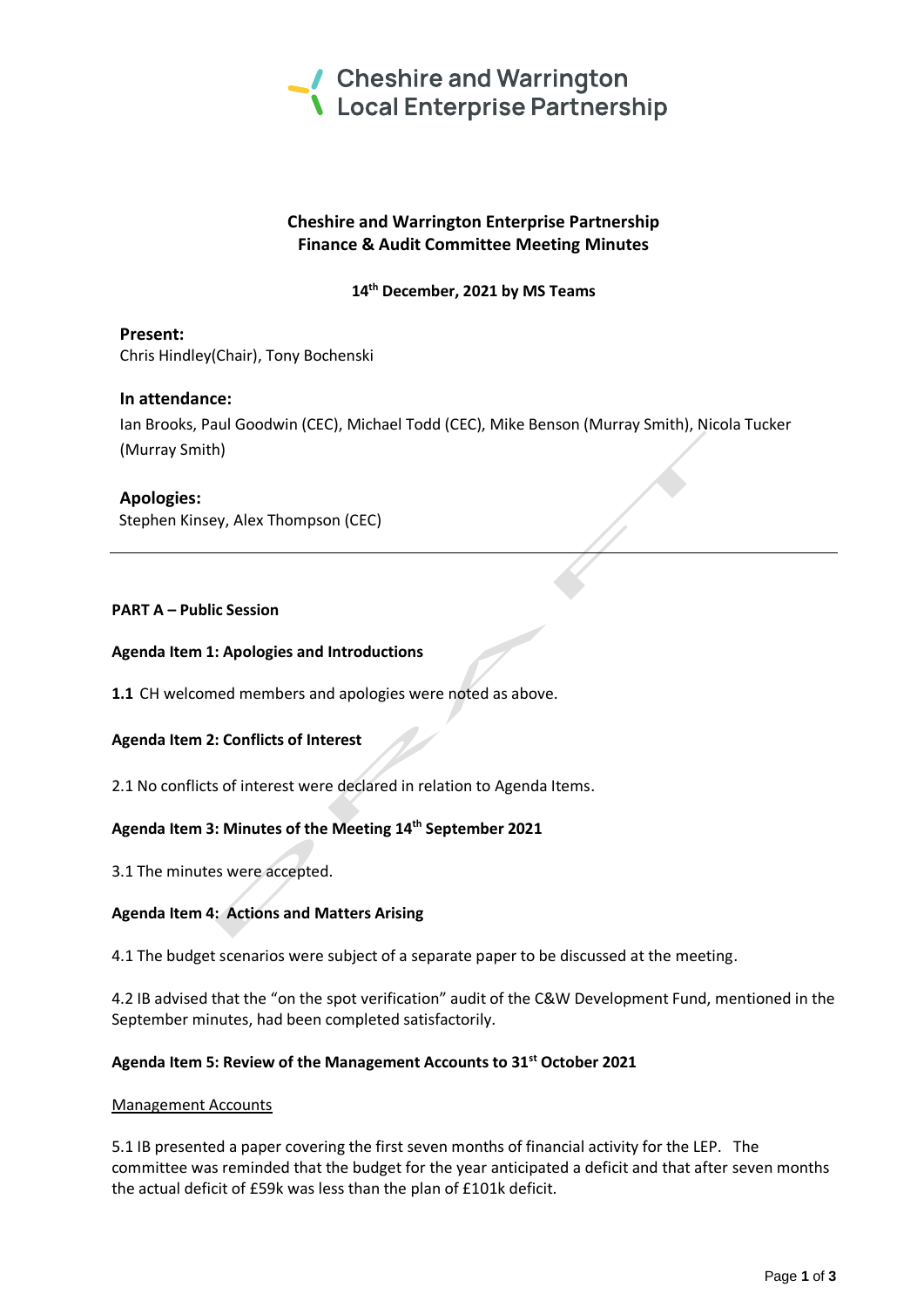Cheshire and Warrington
Local Enterprise Partnership

# Cheshire and Warrington Enterprise Partnership
# Finance & Audit Committee Meeting Minutes

**14th December, 2021 by MS Teams**

**Present:**
Chris Hindley(Chair), Tony Bochenski

**In attendance:**
Ian Brooks, Paul Goodwin (CEC), Michael Todd (CEC), Mike Benson (Murray Smith), Nicola Tucker (Murray Smith)

**Apologies:**
Stephen Kinsey, Alex Thompson (CEC)

---

**PART A – Public Session**

**Agenda Item 1: Apologies and Introductions**

**1.1** CH welcomed members and apologies were noted as above.

**Agenda Item 2: Conflicts of Interest**

2.1 No conflicts of interest were declared in relation to Agenda Items.

**Agenda Item 3: Minutes of the Meeting 14th September 2021**

3.1 The minutes were accepted.

**Agenda Item 4: Actions and Matters Arising**

4.1 The budget scenarios were subject of a separate paper to be discussed at the meeting.

4.2 IB advised that the "on the spot verification" audit of the C&W Development Fund, mentioned in the September minutes, had been completed satisfactorily.

**Agenda Item 5: Review of the Management Accounts to 31st October 2021**

Management Accounts

5.1 IB presented a paper covering the first seven months of financial activity for the LEP. The committee was reminded that the budget for the year anticipated a deficit and that after seven months the actual deficit of £59k was less than the plan of £101k deficit.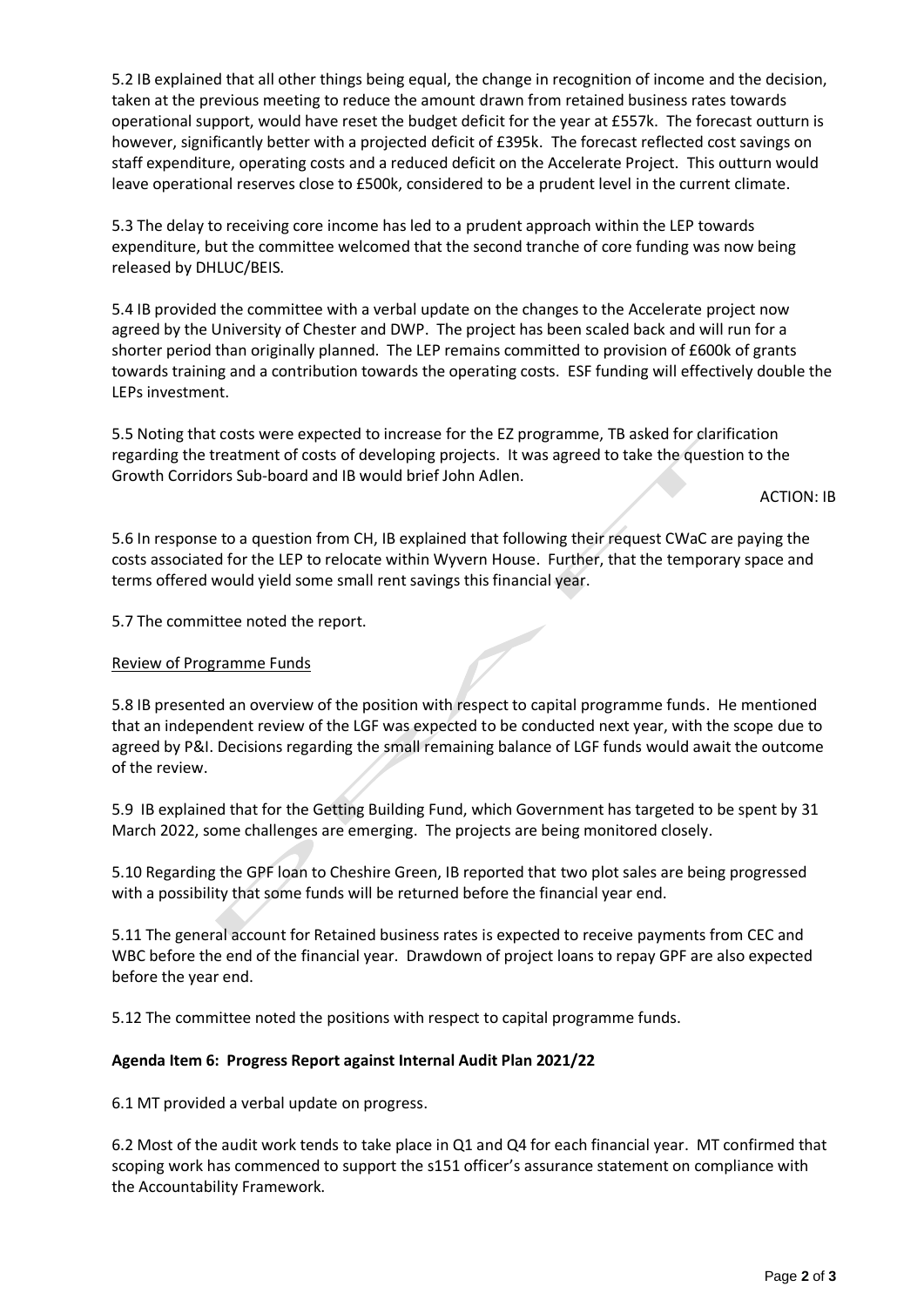5.2 IB explained that all other things being equal, the change in recognition of income and the decision, taken at the previous meeting to reduce the amount drawn from retained business rates towards operational support, would have reset the budget deficit for the year at £557k. The forecast outturn is however, significantly better with a projected deficit of £395k. The forecast reflected cost savings on staff expenditure, operating costs and a reduced deficit on the Accelerate Project. This outturn would leave operational reserves close to £500k, considered to be a prudent level in the current climate.

5.3 The delay to receiving core income has led to a prudent approach within the LEP towards expenditure, but the committee welcomed that the second tranche of core funding was now being released by DHLUC/BEIS.

5.4 IB provided the committee with a verbal update on the changes to the Accelerate project now agreed by the University of Chester and DWP. The project has been scaled back and will run for a shorter period than originally planned. The LEP remains committed to provision of £600k of grants towards training and a contribution towards the operating costs. ESF funding will effectively double the LEPs investment.

5.5 Noting that costs were expected to increase for the EZ programme, TB asked for clarification regarding the treatment of costs of developing projects. It was agreed to take the question to the Growth Corridors Sub-board and IB would brief John Adlen.

ACTION: IB

5.6 In response to a question from CH, IB explained that following their request CWaC are paying the costs associated for the LEP to relocate within Wyvern House. Further, that the temporary space and terms offered would yield some small rent savings this financial year.

5.7 The committee noted the report.

Review of Programme Funds

5.8 IB presented an overview of the position with respect to capital programme funds. He mentioned that an independent review of the LGF was expected to be conducted next year, with the scope due to agreed by P&I. Decisions regarding the small remaining balance of LGF funds would await the outcome of the review.

5.9 IB explained that for the Getting Building Fund, which Government has targeted to be spent by 31 March 2022, some challenges are emerging. The projects are being monitored closely.

5.10 Regarding the GPF loan to Cheshire Green, IB reported that two plot sales are being progressed with a possibility that some funds will be returned before the financial year end.

5.11 The general account for Retained business rates is expected to receive payments from CEC and WBC before the end of the financial year. Drawdown of project loans to repay GPF are also expected before the year end.

5.12 The committee noted the positions with respect to capital programme funds.

**Agenda Item 6: Progress Report against Internal Audit Plan 2021/22**

6.1 MT provided a verbal update on progress.

6.2 Most of the audit work tends to take place in Q1 and Q4 for each financial year. MT confirmed that scoping work has commenced to support the s151 officer's assurance statement on compliance with the Accountability Framework.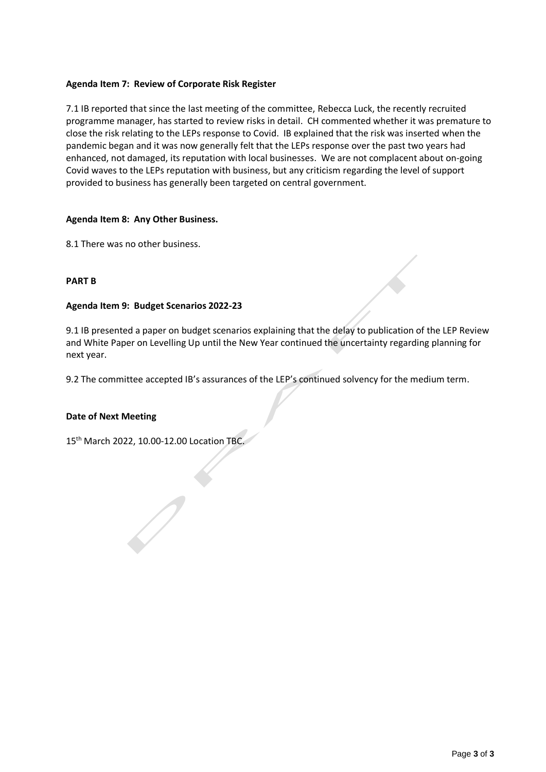**Agenda Item 7: Review of Corporate Risk Register**

7.1 IB reported that since the last meeting of the committee, Rebecca Luck, the recently recruited programme manager, has started to review risks in detail. CH commented whether it was premature to close the risk relating to the LEPs response to Covid. IB explained that the risk was inserted when the pandemic began and it was now generally felt that the LEPs response over the past two years had enhanced, not damaged, its reputation with local businesses. We are not complacent about on-going Covid waves to the LEPs reputation with business, but any criticism regarding the level of support provided to business has generally been targeted on central government.

**Agenda Item 8: Any Other Business.**

8.1 There was no other business.

**PART B**

**Agenda Item 9: Budget Scenarios 2022-23**

9.1 IB presented a paper on budget scenarios explaining that the delay to publication of the LEP Review and White Paper on Levelling Up until the New Year continued the uncertainty regarding planning for next year.

9.2 The committee accepted IB's assurances of the LEP's continued solvency for the medium term.

**Date of Next Meeting**

15th March 2022, 10.00-12.00 Location TBC.